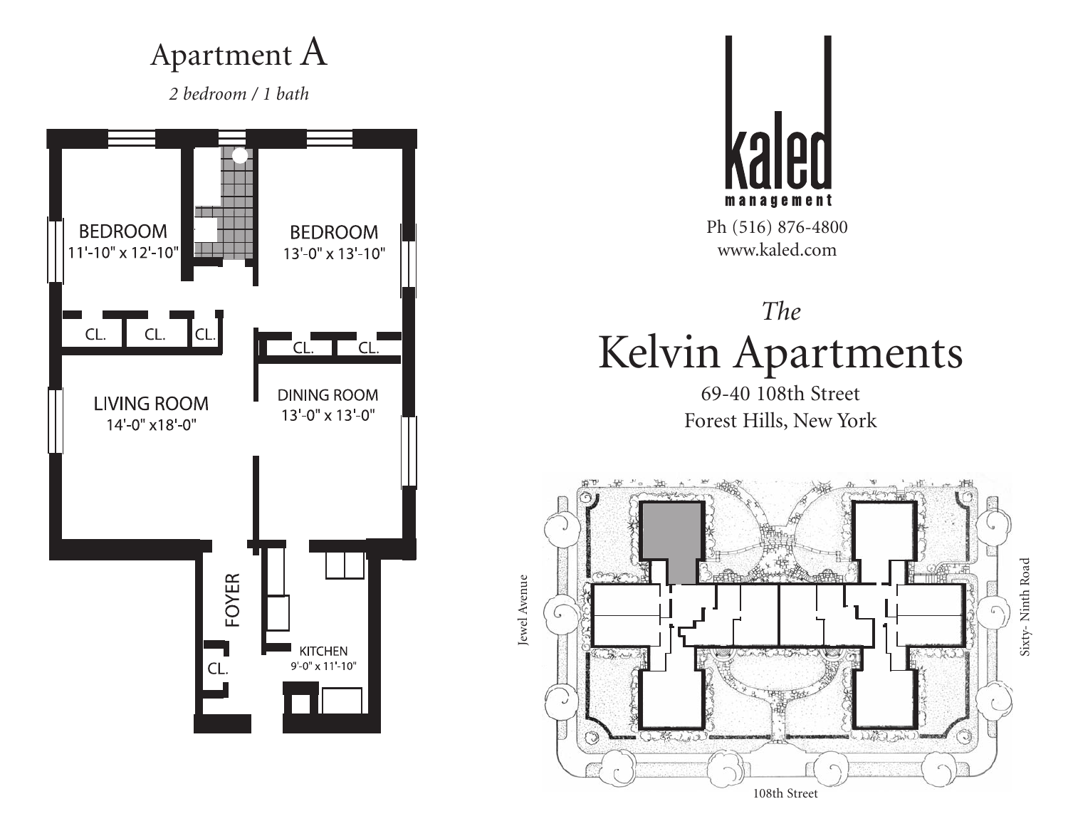# Apartment A

*2 bedroom / 1 bath*

BEDROOM
11'-10" x 12'-10"

BEDROOM
13'-0" x 13'-10"

CL. CL. CL.

CL. CL.

LIVING ROOM
14'-0" x18'-0"

DINING ROOM
13'-0" x 13'-0"

FOYER

CL.

KITCHEN
9'-0" x 11'-10"

kaled
management

Ph (516) 876-4800
www.kaled.com

## *The*
# Kelvin Apartments

69-40 108th Street
Forest Hills, New York

Jewel Avenue

Sixty- Ninth Road

108th Street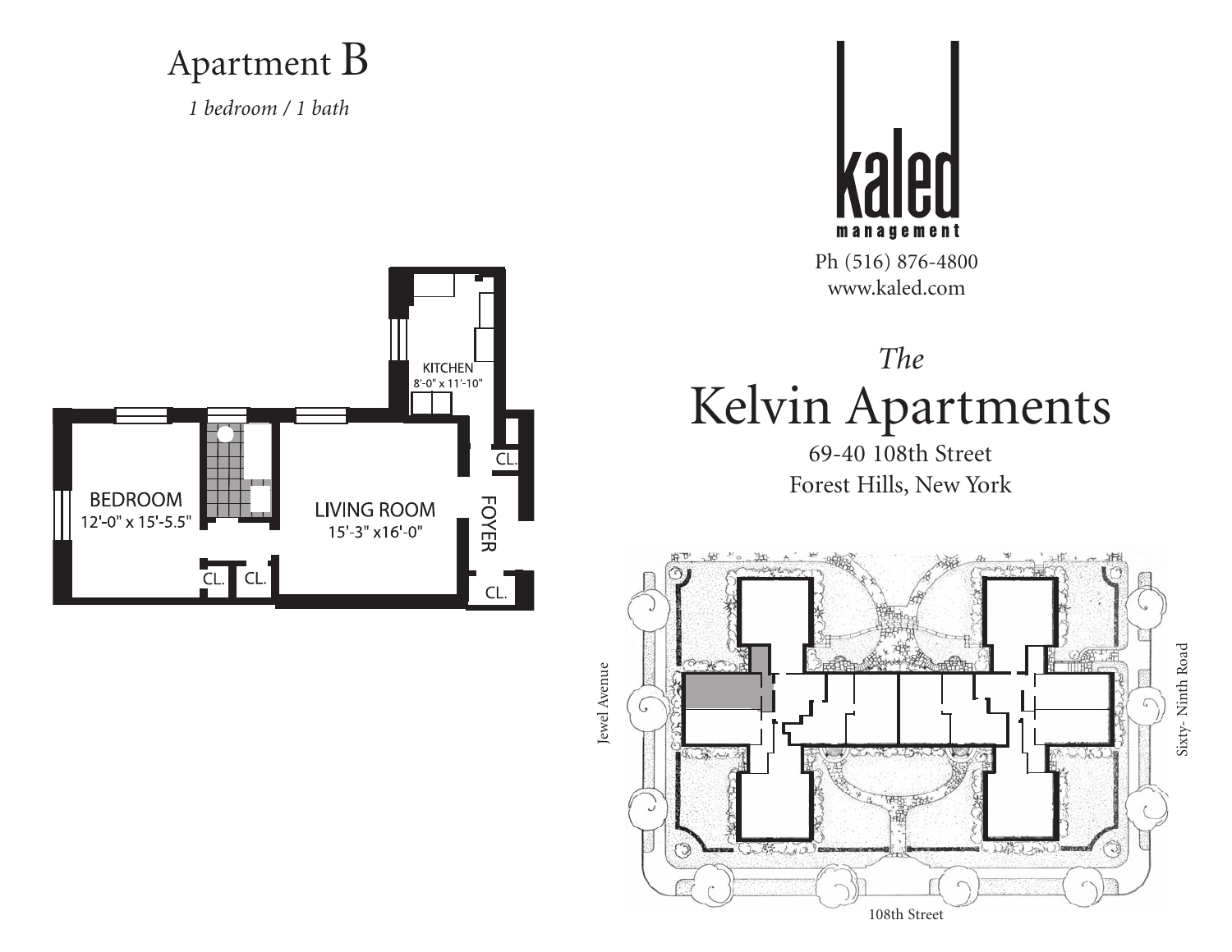# Apartment B

*1 bedroom / 1 bath*

KITCHEN
8'-0" x 11'-10"

BEDROOM
12'-0" x 15'-5.5"

LIVING ROOM
15'-3" x16'-0"

FOYER

CL.

CL.

CL.

CL.

kaled
management

Ph (516) 876-4800
www.kaled.com

*The*

# Kelvin Apartments

69-40 108th Street
Forest Hills, New York

Jewel Avenue

Sixty- Ninth Road

108th Street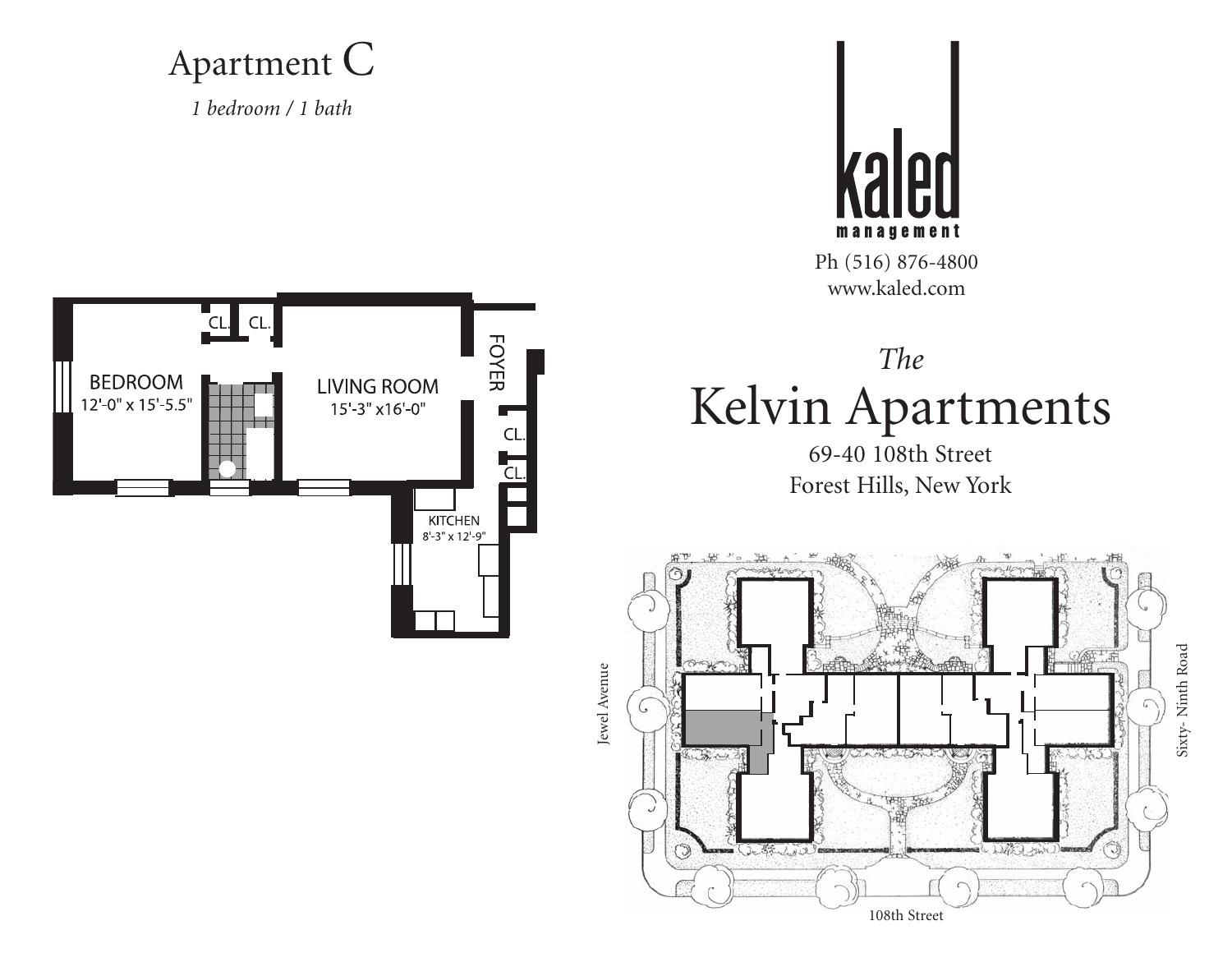# Apartment C

*1 bedroom / 1 bath*

BEDROOM
12'-0" x 15'-5.5"

LIVING ROOM
15'-3" x16'-0"

KITCHEN
8'-3" x 12'-9"

FOYER

CL.

kaled management

Ph (516) 876-4800
www.kaled.com

## *The* Kelvin Apartments

69-40 108th Street
Forest Hills, New York

Jewel Avenue

Sixty- Ninth Road

108th Street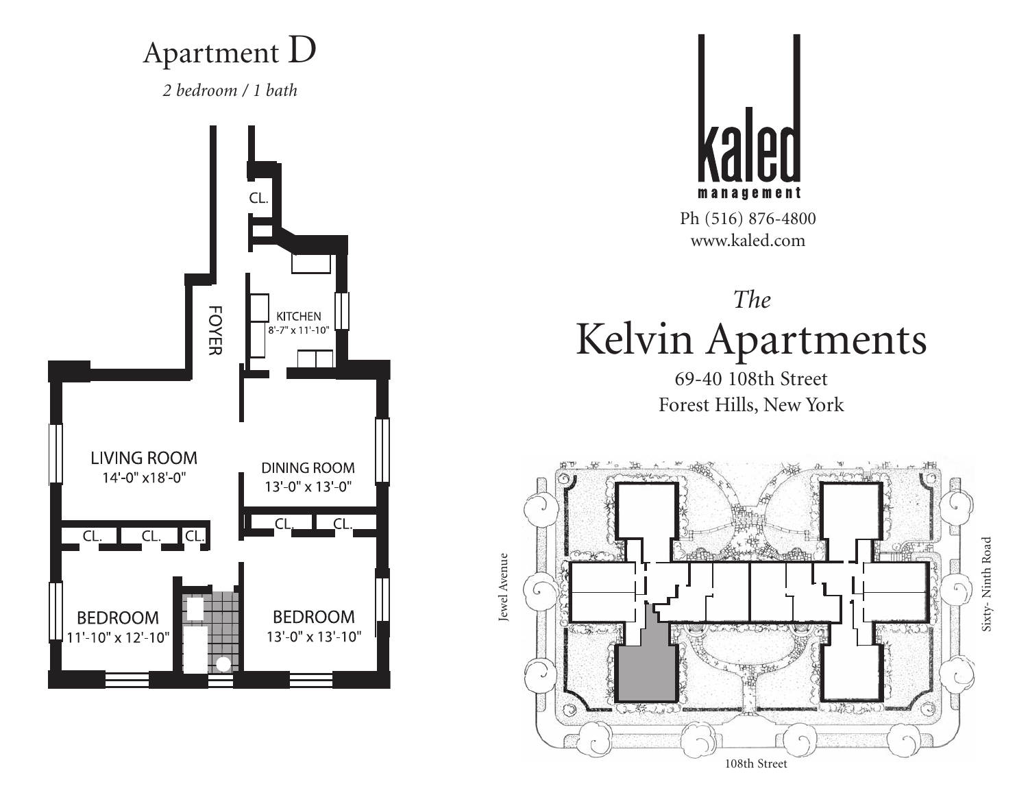# Apartment D

*2 bedroom / 1 bath*

CL.

FOYER

KITCHEN
8'-7" x 11'-10"

LIVING ROOM
14'-0" x18'-0"

DINING ROOM
13'-0" x 13'-0"

CL. CL. CL.

CL. CL.

BEDROOM
11'-10" x 12'-10"

BEDROOM
13'-0" x 13'-10"

**kaled**
**management**

Ph (516) 876-4800
www.kaled.com

*The*

# Kelvin Apartments

69-40 108th Street
Forest Hills, New York

Jewel Avenue

Sixty- Ninth Road

108th Street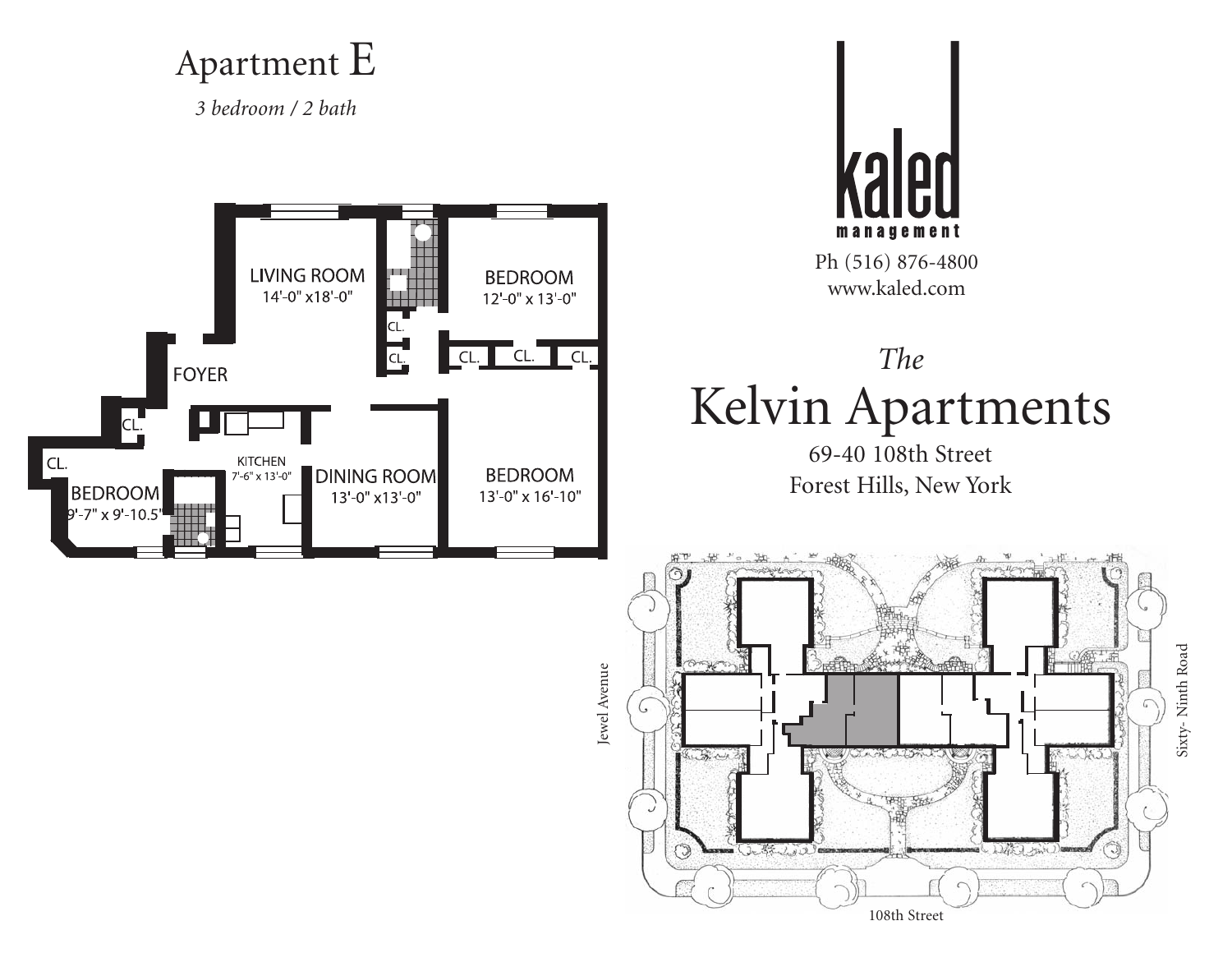# Apartment E

*3 bedroom / 2 bath*

LIVING ROOM
14'-0" x18'-0"

BEDROOM
12'-0" x 13'-0"

FOYER

CL.

KITCHEN
7'-6" x 13'-0"

DINING ROOM
13'-0" x13'-0"

BEDROOM
13'-0" x 16'-10"

BEDROOM
9'-7" x 9'-10.5"

kaled management

Ph (516) 876-4800
www.kaled.com

## *The*
## Kelvin Apartments

69-40 108th Street
Forest Hills, New York

Jewel Avenue

Sixty- Ninth Road

108th Street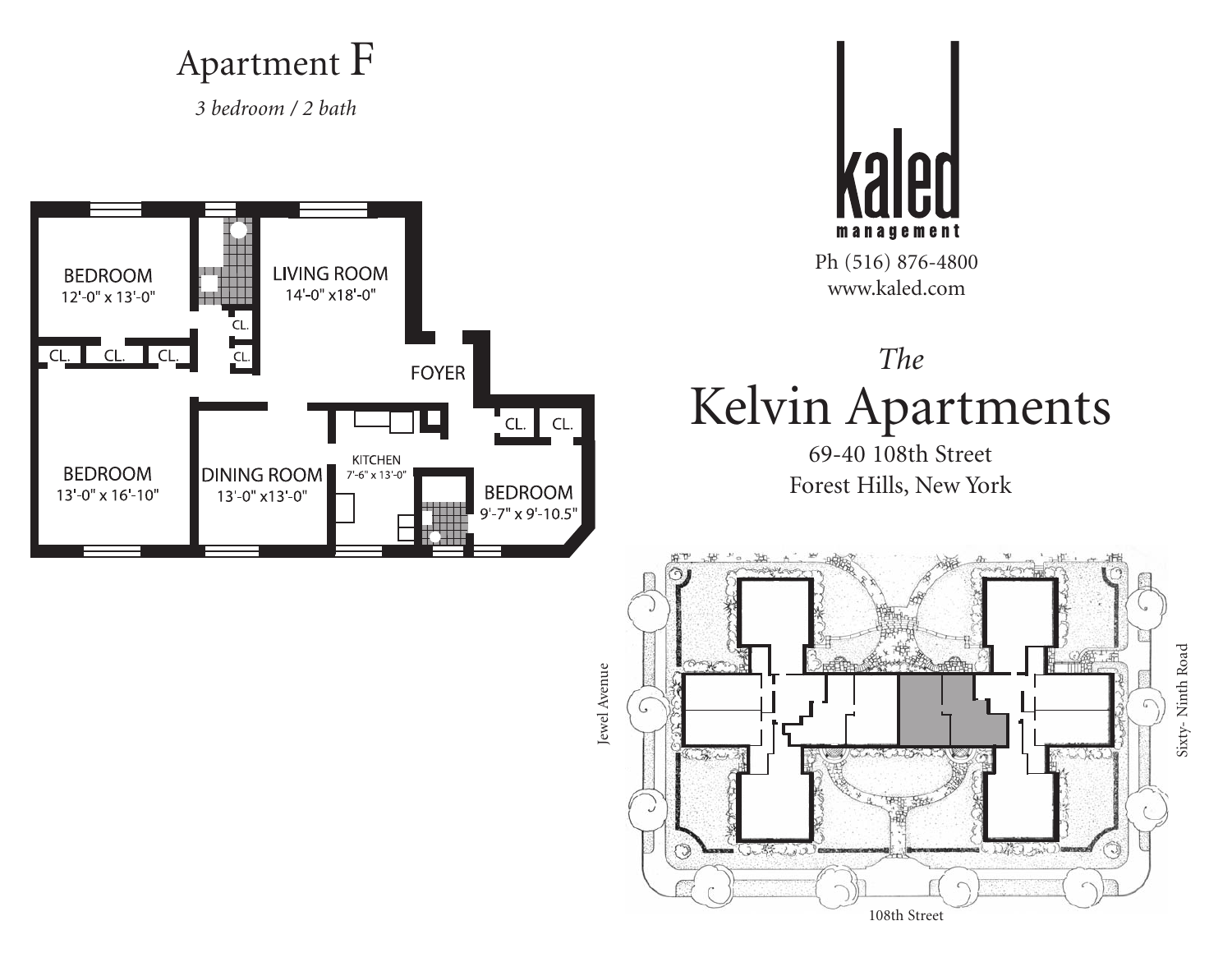# Apartment F

*3 bedroom / 2 bath*

BEDROOM
12'-0" x 13'-0"

LIVING ROOM
14'-0" x18'-0"

CL. CL. CL. CL. CL.

FOYER

CL. CL.

BEDROOM
13'-0" x 16'-10"

DINING ROOM
13'-0" x13'-0"

KITCHEN
7'-6" x 13'-0"

BEDROOM
9'-7" x 9'-10.5"

kaled
management

Ph (516) 876-4800
www.kaled.com

## *The*
# Kelvin Apartments

69-40 108th Street
Forest Hills, New York

Jewel Avenue

Sixty- Ninth Road

108th Street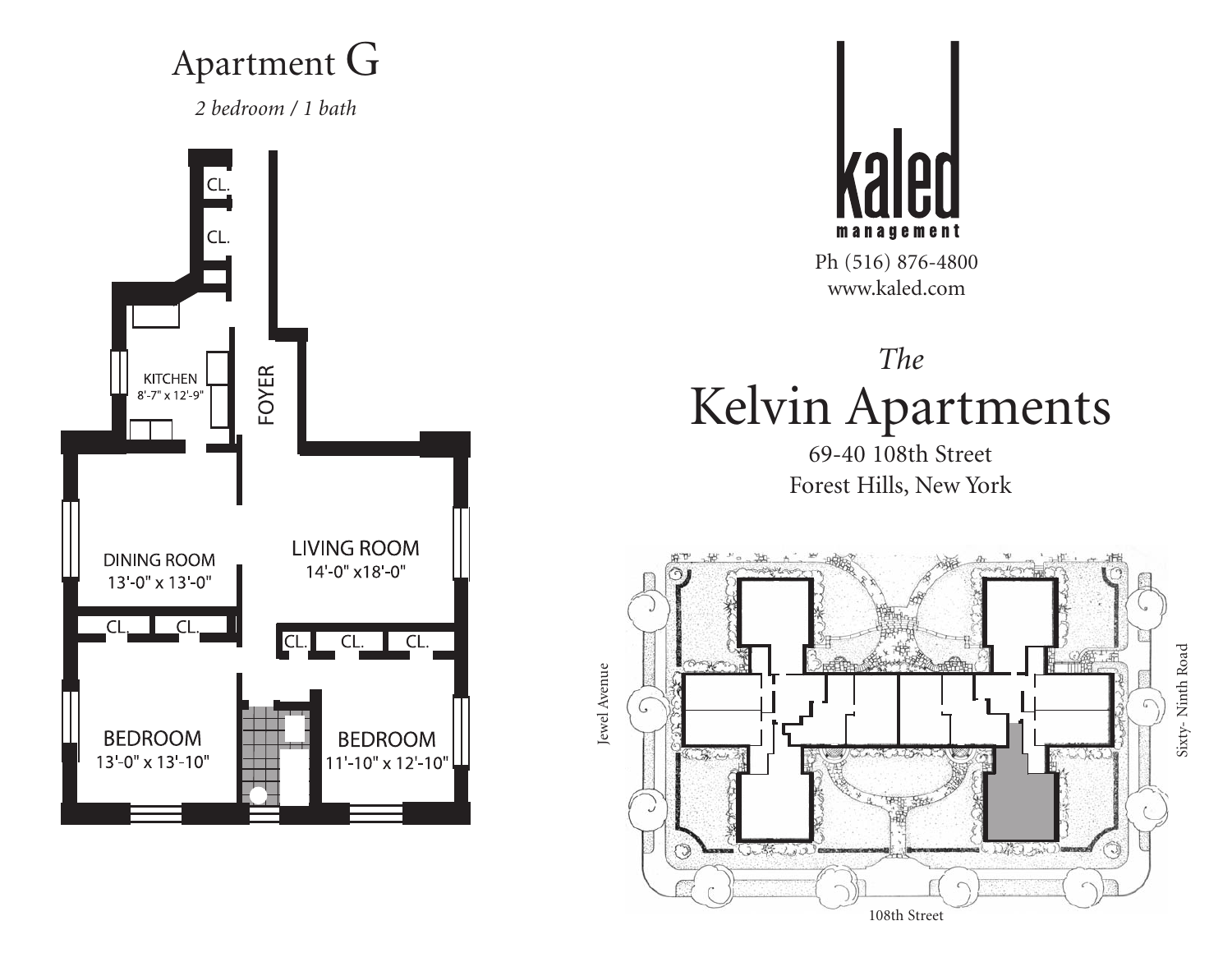# Apartment G

*2 bedroom / 1 bath*

CL.

CL.

KITCHEN
8'-7" x 12'-9"

FOYER

DINING ROOM
13'-0" x 13'-0"

LIVING ROOM
14'-0" x18'-0"

CL. CL.

CL. CL. CL.

BEDROOM
13'-0" x 13'-10"

BEDROOM
11'-10" x 12'-10"

kaled
management

Ph (516) 876-4800
www.kaled.com

*The*

# Kelvin Apartments

69-40 108th Street
Forest Hills, New York

Jewel Avenue

Sixty- Ninth Road

108th Street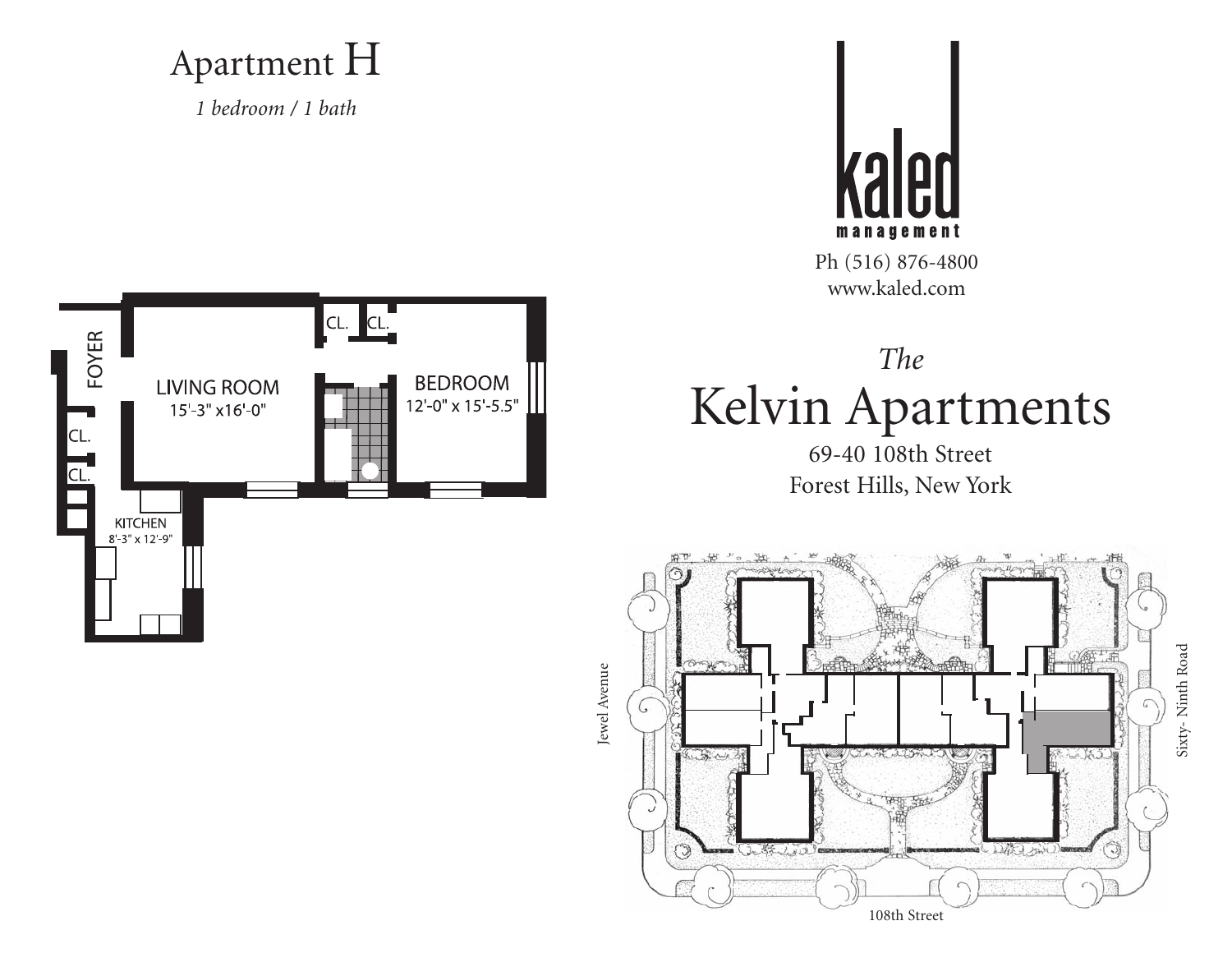# Apartment H

*1 bedroom / 1 bath*

FOYER

LIVING ROOM
15'-3" x16'-0"

CL.

CL.

CL.

CL.

BEDROOM
12'-0" x 15'-5.5"

KITCHEN
8'-3" x 12'-9"

kaled
management

Ph (516) 876-4800
www.kaled.com

## *The*
# Kelvin Apartments

69-40 108th Street
Forest Hills, New York

Jewel Avenue

Sixty- Ninth Road

108th Street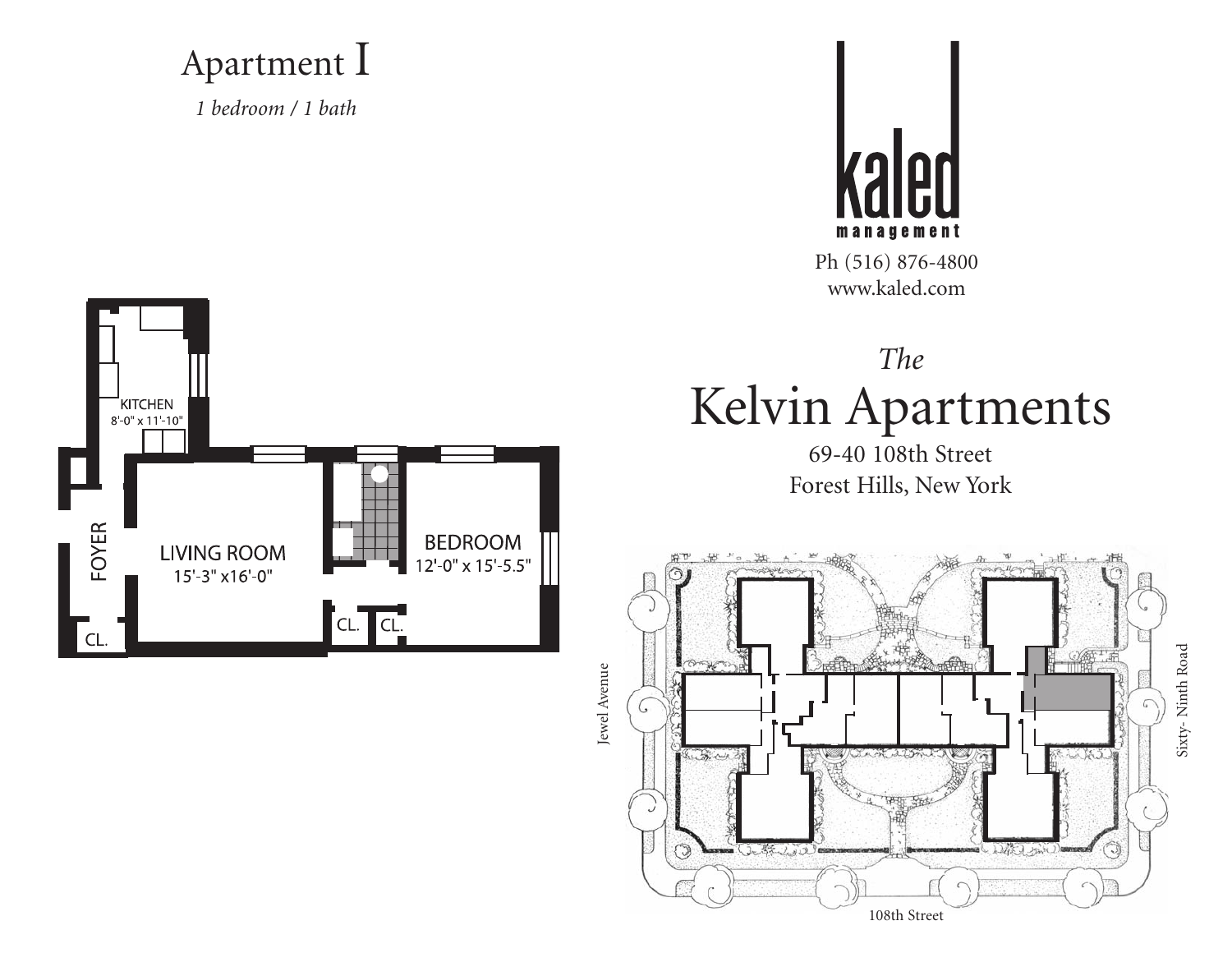# Apartment I

*1 bedroom / 1 bath*

KITCHEN
8'-0" x 11'-10"

FOYER

LIVING ROOM
15'-3" x16'-0"

BEDROOM
12'-0" x 15'-5.5"

CL.

CL.

CL.

kaled
management

Ph (516) 876-4800
www.kaled.com

## *The*
## Kelvin Apartments

69-40 108th Street
Forest Hills, New York

Jewel Avenue

Sixty- Ninth Road

108th Street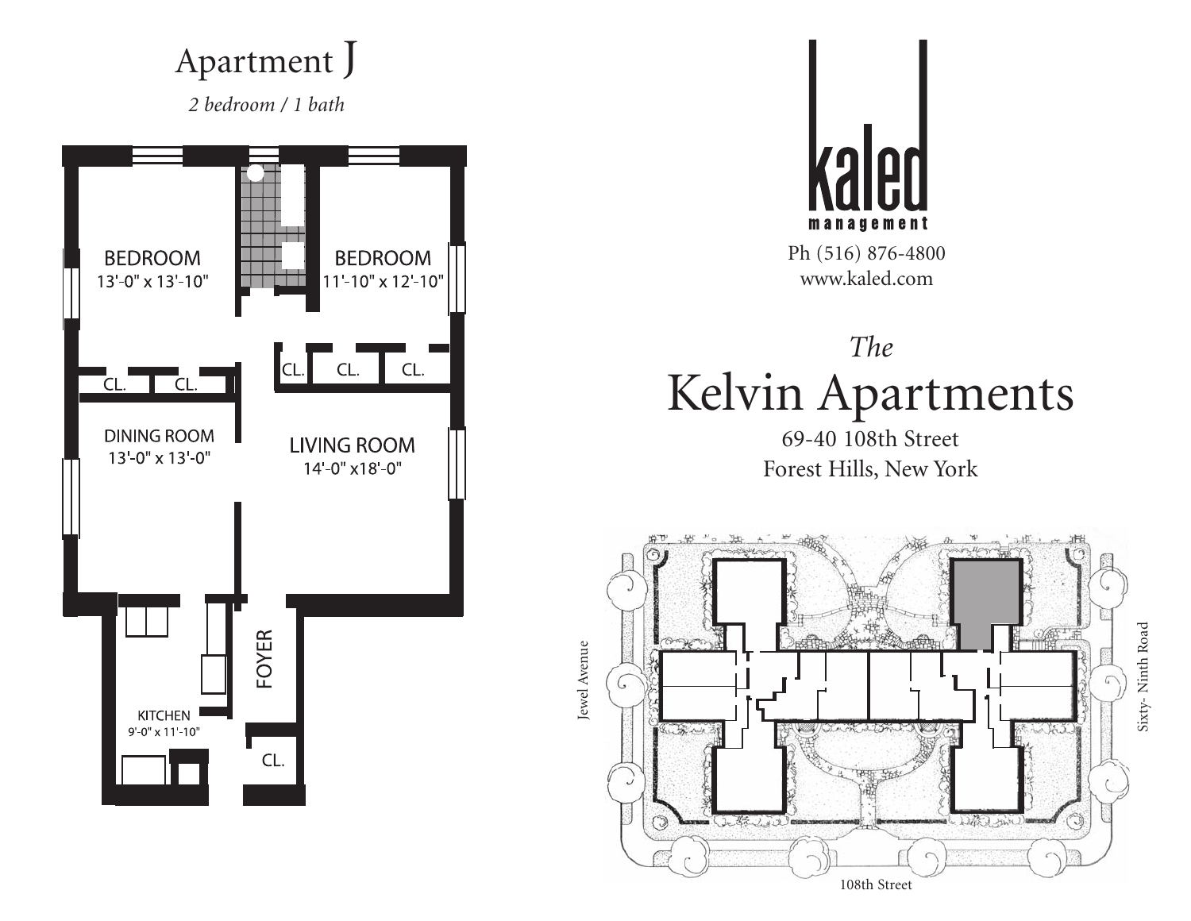# Apartment J

*2 bedroom / 1 bath*

BEDROOM
13'-0" x 13'-10"

BEDROOM
11'-10" x 12'-10"

CL.

CL.

CL.

CL.

CL.

DINING ROOM
13'-0" x 13'-0"

LIVING ROOM
14'-0" x18'-0"

FOYER

KITCHEN
9'-0" x 11'-10"

CL.

kaled
management

Ph (516) 876-4800
www.kaled.com

*The*

# Kelvin Apartments

69-40 108th Street
Forest Hills, New York

Jewel Avenue

Sixty- Ninth Road

108th Street